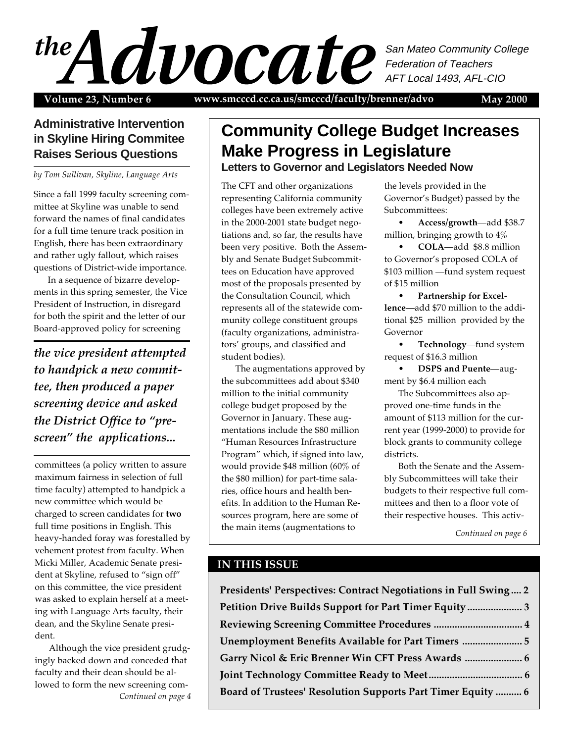# the Advocate

San Mateo Community College Federation of Teachers
AFT Local 1493, AFL-CIO

**Volume 23, Number 6** | **www.smcccd.cc.ca.us/smcccd/faculty/brenner/advo** | **May 2000**

## Administrative Intervention in Skyline Hiring Commitee Raises Serious Questions

*by Tom Sullivan, Skyline, Language Arts*

Since a fall 1999 faculty screening committee at Skyline was unable to send forward the names of final candidates for a full time tenure track position in English, there has been extraordinary and rather ugly fallout, which raises questions of District-wide importance.

In a sequence of bizarre developments in this spring semester, the Vice President of Instruction, in disregard for both the spirit and the letter of our Board-approved policy for screening committees (a policy written to assure maximum fairness in selection of full time faculty) attempted to handpick a new committee which would be charged to screen candidates for **two** full time positions in English. This heavy-handed foray was forestalled by vehement protest from faculty. When Micki Miller, Academic Senate president at Skyline, refused to "sign off" on this committee, the vice president was asked to explain herself at a meeting with Language Arts faculty, their dean, and the Skyline Senate president.

> ***the vice president attempted to handpick a new committee, then produced a paper screening device and asked the District Office to "pre-screen" the applications...***

Although the vice president grudgingly backed down and conceded that faculty and their dean should be allowed to form the new screening com-

*Continued on page 4*

## Community College Budget Increases Make Progress in Legislature

### Letters to Governor and Legislators Needed Now

The CFT and other organizations representing California community colleges have been extremely active in the 2000-2001 state budget negotiations and, so far, the results have been very positive. Both the Assembly and Senate Budget Subcommittees on Education have approved most of the proposals presented by the Consultation Council, which represents all of the statewide community college constituent groups (faculty organizations, administrators' groups, and classified and student bodies).

The augmentations approved by the subcommittees add about $340 million to the initial community college budget proposed by the Governor in January. These augmentations include the $80 million "Human Resources Infrastructure Program" which, if signed into law, would provide $48 million (60% of the $80 million) for part-time salaries, office hours and health benefits. In addition to the Human Resources program, here are some of the main items (augmentations to the levels provided in the Governor's Budget) passed by the Subcommittees:

- **Access/growth**—add $38.7 million, bringing growth to 4%
- **COLA**—add $8.8 million to Governor's proposed COLA of $103 million —fund system request of $15 million
- **Partnership for Excellence**—add $70 million to the additional $25 million provided by the Governor
- **Technology**—fund system request of $16.3 million
- **DSPS and Puente**—augment by $6.4 million each

The Subcommittees also approved one-time funds in the amount of $113 million for the current year (1999-2000) to provide for block grants to community college districts.

Both the Senate and the Assembly Subcommittees will take their budgets to their respective full committees and then to a floor vote of their respective houses. This activ-

*Continued on page 6*

### IN THIS ISSUE

- **Presidents' Perspectives: Contract Negotiations in Full Swing .... 2**
- **Petition Drive Builds Support for Part Timer Equity ..................... 3**
- **Reviewing Screening Committee Procedures .................................. 4**
- **Unemployment Benefits Available for Part Timers ....................... 5**
- **Garry Nicol & Eric Brenner Win CFT Press Awards ...................... 6**
- **Joint Technology Committee Ready to Meet.................................... 6**
- **Board of Trustees' Resolution Supports Part Timer Equity .......... 6**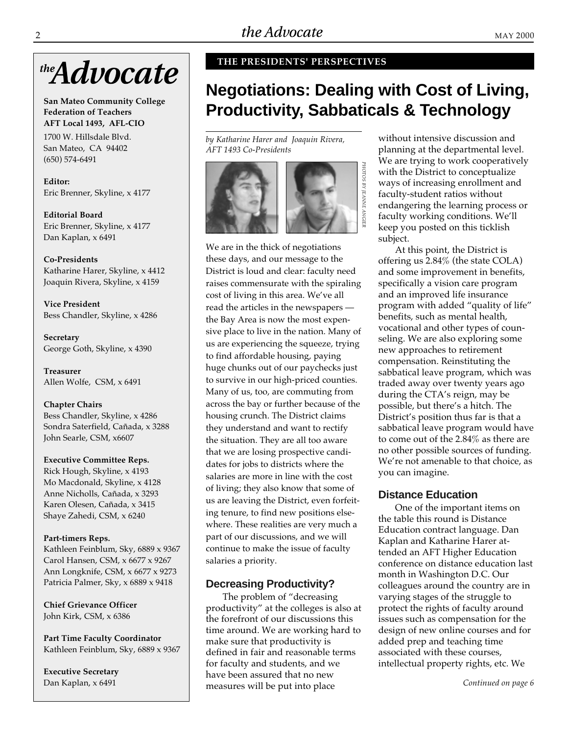# *the* Advocate

**San Mateo Community College Federation of Teachers**
**AFT Local 1493, AFL-CIO**

1700 W. Hillsdale Blvd.
San Mateo, CA 94402
(650) 574-6491

**Editor:**
Eric Brenner, Skyline, x 4177

**Editorial Board**
Eric Brenner, Skyline, x 4177
Dan Kaplan, x 6491

**Co-Presidents**
Katharine Harer, Skyline, x 4412
Joaquin Rivera, Skyline, x 4159

**Vice President**
Bess Chandler, Skyline, x 4286

**Secretary**
George Goth, Skyline, x 4390

**Treasurer**
Allen Wolfe, CSM, x 6491

**Chapter Chairs**
Bess Chandler, Skyline, x 4286
Sondra Saterfield, Cañada, x 3288
John Searle, CSM, x6607

**Executive Committee Reps.**
Rick Hough, Skyline, x 4193
Mo Macdonald, Skyline, x 4128
Anne Nicholls, Cañada, x 3293
Karen Olesen, Cañada, x 3415
Shaye Zahedi, CSM, x 6240

**Part-timers Reps.**
Kathleen Feinblum, Sky, 6889 x 9367
Carol Hansen, CSM, x 6677 x 9267
Ann Longknife, CSM, x 6677 x 9273
Patricia Palmer, Sky, x 6889 x 9418

**Chief Grievance Officer**
John Kirk, CSM, x 6386

**Part Time Faculty Coordinator**
Kathleen Feinblum, Sky, 6889 x 9367

**Executive Secretary**
Dan Kaplan, x 6491

**THE PRESIDENTS' PERSPECTIVES**

## Negotiations: Dealing with Cost of Living, Productivity, Sabbaticals & Technology

*by Katharine Harer and Joaquin Rivera, AFT 1493 Co-Presidents*

*PHOTOS BY JEANNE ANGIER*

We are in the thick of negotiations these days, and our message to the District is loud and clear: faculty need raises commensurate with the spiraling cost of living in this area. We've all read the articles in the newspapers — the Bay Area is now the most expensive place to live in the nation. Many of us are experiencing the squeeze, trying to find affordable housing, paying huge chunks out of our paychecks just to survive in our high-priced counties. Many of us, too, are commuting from across the bay or further because of the housing crunch. The District claims they understand and want to rectify the situation. They are all too aware that we are losing prospective candidates for jobs to districts where the salaries are more in line with the cost of living; they also know that some of us are leaving the District, even forfeiting tenure, to find new positions elsewhere. These realities are very much a part of our discussions, and we will continue to make the issue of faculty salaries a priority.

### Decreasing Productivity?

The problem of "decreasing productivity" at the colleges is also at the forefront of our discussions this time around. We are working hard to make sure that productivity is defined in fair and reasonable terms for faculty and students, and we have been assured that no new measures will be put into place without intensive discussion and planning at the departmental level. We are trying to work cooperatively with the District to conceptualize ways of increasing enrollment and faculty-student ratios without endangering the learning process or faculty working conditions. We'll keep you posted on this ticklish subject.

At this point, the District is offering us 2.84% (the state COLA) and some improvement in benefits, specifically a vision care program and an improved life insurance program with added "quality of life" benefits, such as mental health, vocational and other types of counseling. We are also exploring some new approaches to retirement compensation. Reinstituting the sabbatical leave program, which was traded away over twenty years ago during the CTA's reign, may be possible, but there's a hitch. The District's position thus far is that a sabbatical leave program would have to come out of the 2.84% as there are no other possible sources of funding. We're not amenable to that choice, as you can imagine.

### Distance Education

One of the important items on the table this round is Distance Education contract language. Dan Kaplan and Katharine Harer attended an AFT Higher Education conference on distance education last month in Washington D.C. Our colleagues around the country are in varying stages of the struggle to protect the rights of faculty around issues such as compensation for the design of new online courses and for added prep and teaching time associated with these courses, intellectual property rights, etc. We

*Continued on page 6*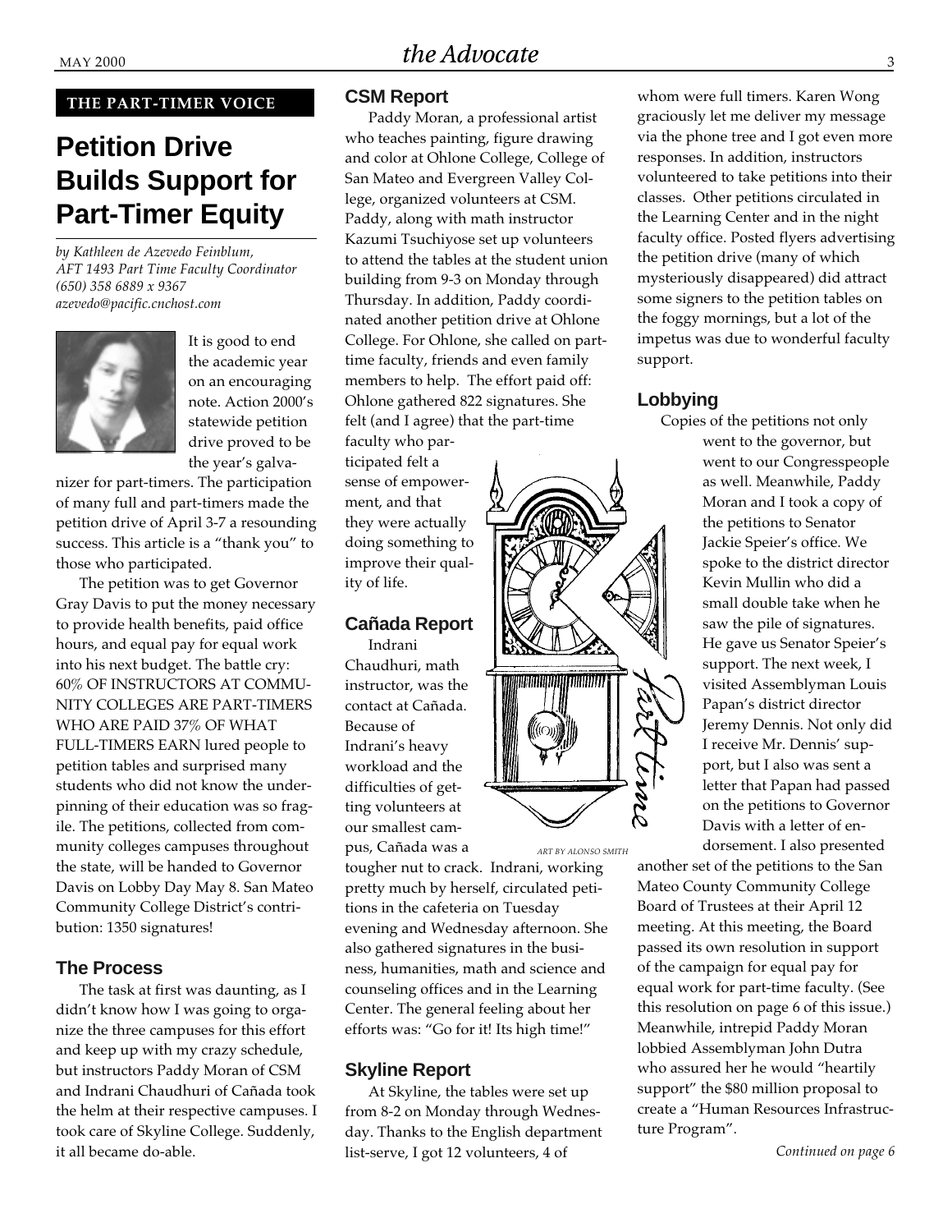**THE PART-TIMER VOICE**

# Petition Drive Builds Support for Part-Timer Equity

*by Kathleen de Azevedo Feinblum,*
*AFT 1493 Part Time Faculty Coordinator*
*(650) 358 6889 x 9367*
*azevedo@pacific.cnchost.com*

It is good to end the academic year on an encouraging note. Action 2000's statewide petition drive proved to be the year's galvanizer for part-timers. The participation of many full and part-timers made the petition drive of April 3-7 a resounding success. This article is a "thank you" to those who participated.

The petition was to get Governor Gray Davis to put the money necessary to provide health benefits, paid office hours, and equal pay for equal work into his next budget. The battle cry: 60% OF INSTRUCTORS AT COMMUNITY COLLEGES ARE PART-TIMERS WHO ARE PAID 37% OF WHAT FULL-TIMERS EARN lured people to petition tables and surprised many students who did not know the underpinning of their education was so fragile. The petitions, collected from community colleges campuses throughout the state, will be handed to Governor Davis on Lobby Day May 8. San Mateo Community College District's contribution: 1350 signatures!

## The Process

The task at first was daunting, as I didn't know how I was going to organize the three campuses for this effort and keep up with my crazy schedule, but instructors Paddy Moran of CSM and Indrani Chaudhuri of Cañada took the helm at their respective campuses. I took care of Skyline College. Suddenly, it all became do-able.

## CSM Report

Paddy Moran, a professional artist who teaches painting, figure drawing and color at Ohlone College, College of San Mateo and Evergreen Valley College, organized volunteers at CSM. Paddy, along with math instructor Kazumi Tsuchiyose set up volunteers to attend the tables at the student union building from 9-3 on Monday through Thursday. In addition, Paddy coordinated another petition drive at Ohlone College. For Ohlone, she called on part-time faculty, friends and even family members to help. The effort paid off: Ohlone gathered 822 signatures. She felt (and I agree) that the part-time faculty who participated felt a sense of empowerment, and that they were actually doing something to improve their quality of life.

## Cañada Report

Indrani Chaudhuri, math instructor, was the contact at Cañada. Because of Indrani's heavy workload and the difficulties of getting volunteers at our smallest campus, Cañada was a tougher nut to crack. Indrani, working pretty much by herself, circulated petitions in the cafeteria on Tuesday evening and Wednesday afternoon. She also gathered signatures in the business, humanities, math and science and counseling offices and in the Learning Center. The general feeling about her efforts was: "Go for it! Its high time!"

*ART BY ALONSO SMITH*

## Skyline Report

At Skyline, the tables were set up from 8-2 on Monday through Wednesday. Thanks to the English department list-serve, I got 12 volunteers, 4 of whom were full timers. Karen Wong graciously let me deliver my message via the phone tree and I got even more responses. In addition, instructors volunteered to take petitions into their classes. Other petitions circulated in the Learning Center and in the night faculty office. Posted flyers advertising the petition drive (many of which mysteriously disappeared) did attract some signers to the petition tables on the foggy mornings, but a lot of the impetus was due to wonderful faculty support.

## Lobbying

Copies of the petitions not only went to the governor, but went to our Congresspeople as well. Meanwhile, Paddy Moran and I took a copy of the petitions to Senator Jackie Speier's office. We spoke to the district director Kevin Mullin who did a small double take when he saw the pile of signatures. He gave us Senator Speier's support. The next week, I visited Assemblyman Louis Papan's district director Jeremy Dennis. Not only did I receive Mr. Dennis' support, but I also was sent a letter that Papan had passed on the petitions to Governor Davis with a letter of endorsement. I also presented another set of the petitions to the San Mateo County Community College Board of Trustees at their April 12 meeting. At this meeting, the Board passed its own resolution in support of the campaign for equal pay for equal work for part-time faculty. (See this resolution on page 6 of this issue.) Meanwhile, intrepid Paddy Moran lobbied Assemblyman John Dutra who assured her he would "heartily support" the $80 million proposal to create a "Human Resources Infrastructure Program".

*Continued on page 6*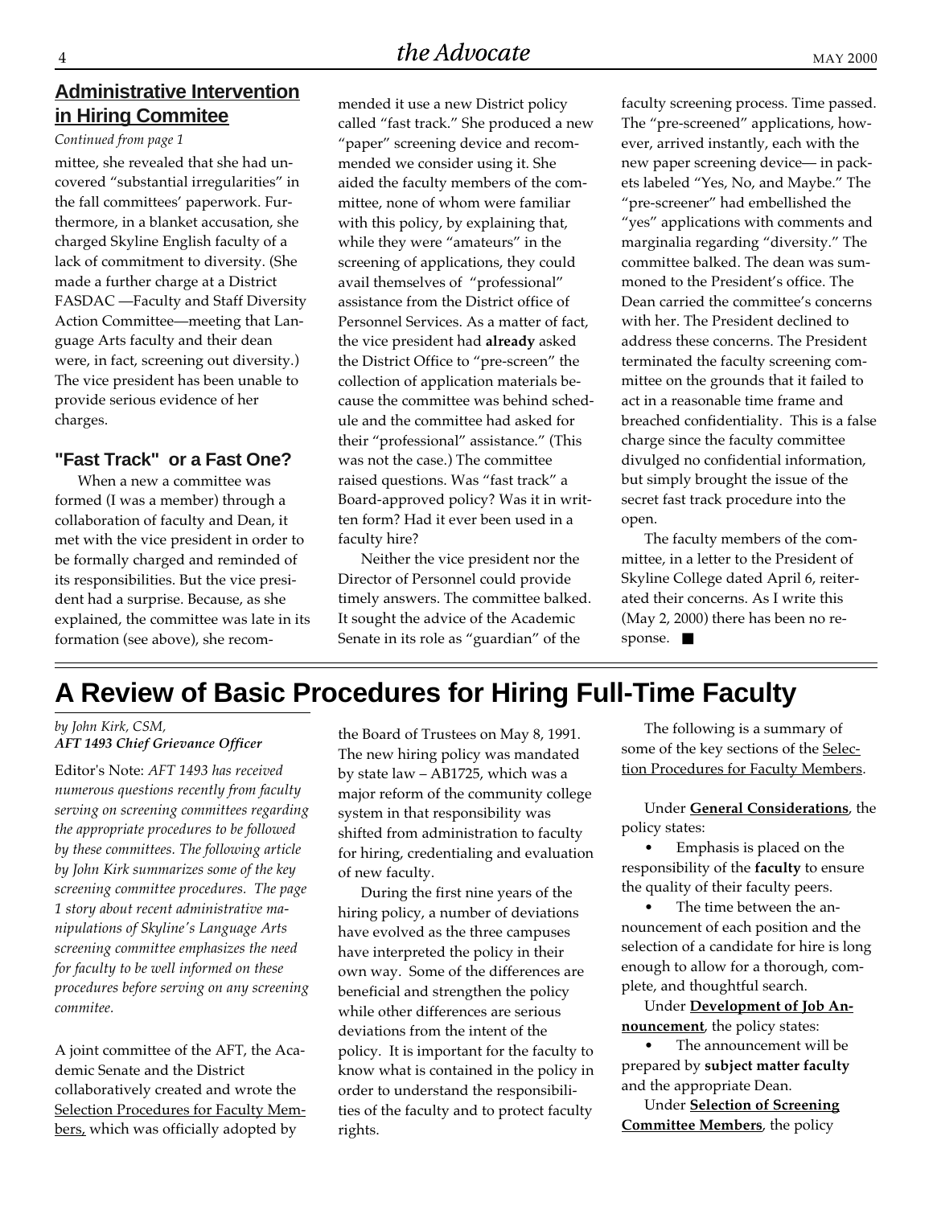## Administrative Intervention in Hiring Commitee

*Continued from page 1*

mittee, she revealed that she had uncovered "substantial irregularities" in the fall committees' paperwork. Furthermore, in a blanket accusation, she charged Skyline English faculty of a lack of commitment to diversity. (She made a further charge at a District FASDAC —Faculty and Staff Diversity Action Committee—meeting that Language Arts faculty and their dean were, in fact, screening out diversity.) The vice president has been unable to provide serious evidence of her charges.

### "Fast Track" or a Fast One?

When a new a committee was formed (I was a member) through a collaboration of faculty and Dean, it met with the vice president in order to be formally charged and reminded of its responsibilities. But the vice president had a surprise. Because, as she explained, the committee was late in its formation (see above), she recommended it use a new District policy called "fast track." She produced a new "paper" screening device and recommended we consider using it. She aided the faculty members of the committee, none of whom were familiar with this policy, by explaining that, while they were "amateurs" in the screening of applications, they could avail themselves of "professional" assistance from the District office of Personnel Services. As a matter of fact, the vice president had **already** asked the District Office to "pre-screen" the collection of application materials because the committee was behind schedule and the committee had asked for their "professional" assistance." (This was not the case.) The committee raised questions. Was "fast track" a Board-approved policy? Was it in written form? Had it ever been used in a faculty hire?

Neither the vice president nor the Director of Personnel could provide timely answers. The committee balked. It sought the advice of the Academic Senate in its role as "guardian" of the faculty screening process. Time passed. The "pre-screened" applications, however, arrived instantly, each with the new paper screening device— in packets labeled "Yes, No, and Maybe." The "pre-screener" had embellished the "yes" applications with comments and marginalia regarding "diversity." The committee balked. The dean was summoned to the President's office. The Dean carried the committee's concerns with her. The President declined to address these concerns. The President terminated the faculty screening committee on the grounds that it failed to act in a reasonable time frame and breached confidentiality. This is a false charge since the faculty committee divulged no confidential information, but simply brought the issue of the secret fast track procedure into the open.

The faculty members of the committee, in a letter to the President of Skyline College dated April 6, reiterated their concerns. As I write this (May 2, 2000) there has been no response. ■

# A Review of Basic Procedures for Hiring Full-Time Faculty

*by John Kirk, CSM,*
***AFT 1493 Chief Grievance Officer***

Editor's Note: *AFT 1493 has received numerous questions recently from faculty serving on screening committees regarding the appropriate procedures to be followed by these committees. The following article by John Kirk summarizes some of the key screening committee procedures. The page 1 story about recent administrative manipulations of Skyline's Language Arts screening committee emphasizes the need for faculty to be well informed on these procedures before serving on any screening commitee.*

A joint committee of the AFT, the Academic Senate and the District collaboratively created and wrote the Selection Procedures for Faculty Members, which was officially adopted by the Board of Trustees on May 8, 1991. The new hiring policy was mandated by state law – AB1725, which was a major reform of the community college system in that responsibility was shifted from administration to faculty for hiring, credentialing and evaluation of new faculty.

During the first nine years of the hiring policy, a number of deviations have evolved as the three campuses have interpreted the policy in their own way. Some of the differences are beneficial and strengthen the policy while other differences are serious deviations from the intent of the policy. It is important for the faculty to know what is contained in the policy in order to understand the responsibilities of the faculty and to protect faculty rights.

The following is a summary of some of the key sections of the Selection Procedures for Faculty Members.

Under **General Considerations**, the policy states:

- Emphasis is placed on the responsibility of the **faculty** to ensure the quality of their faculty peers.
- The time between the announcement of each position and the selection of a candidate for hire is long enough to allow for a thorough, complete, and thoughtful search.

Under **Development of Job Announcement**, the policy states:

- The announcement will be prepared by **subject matter faculty** and the appropriate Dean.

Under **Selection of Screening Committee Members**, the policy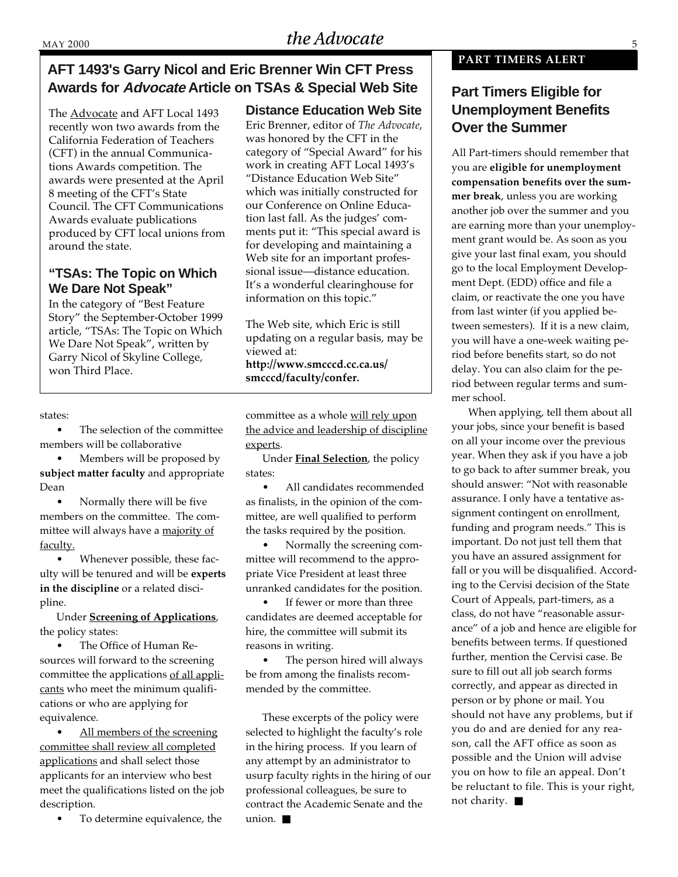## AFT 1493's Garry Nicol and Eric Brenner Win CFT Press Awards for *Advocate* Article on TSAs & Special Web Site

The Advocate and AFT Local 1493 recently won two awards from the California Federation of Teachers (CFT) in the annual Communications Awards competition. The awards were presented at the April 8 meeting of the CFT's State Council. The CFT Communications Awards evaluate publications produced by CFT local unions from around the state.

### "TSAs: The Topic on Which We Dare Not Speak"

In the category of "Best Feature Story" the September-October 1999 article, "TSAs: The Topic on Which We Dare Not Speak", written by Garry Nicol of Skyline College, won Third Place.

### Distance Education Web Site

Eric Brenner, editor of *The Advocate*, was honored by the CFT in the category of "Special Award" for his work in creating AFT Local 1493's "Distance Education Web Site" which was initially constructed for our Conference on Online Education last fall. As the judges' comments put it: "This special award is for developing and maintaining a Web site for an important professional issue—distance education. It's a wonderful clearinghouse for information on this topic."

The Web site, which Eric is still updating on a regular basis, may be viewed at: **http://www.smcccd.cc.ca.us/smcccd/faculty/confer.**

---

states:

- The selection of the committee members will be collaborative
- Members will be proposed by **subject matter faculty** and appropriate Dean
- Normally there will be five members on the committee. The committee will always have a majority of faculty.
- Whenever possible, these faculty will be tenured and will be **experts in the discipline** or a related discipline.

Under **Screening of Applications**, the policy states:

- The Office of Human Resources will forward to the screening committee the applications of all applicants who meet the minimum qualifications or who are applying for equivalence.
- All members of the screening committee shall review all completed applications and shall select those applicants for an interview who best meet the qualifications listed on the job description.
- To determine equivalence, the committee as a whole will rely upon the advice and leadership of discipline experts.

Under **Final Selection**, the policy states:

- All candidates recommended as finalists, in the opinion of the committee, are well qualified to perform the tasks required by the position.
- Normally the screening committee will recommend to the appropriate Vice President at least three unranked candidates for the position.
- If fewer or more than three candidates are deemed acceptable for hire, the committee will submit its reasons in writing.
- The person hired will always be from among the finalists recommended by the committee.

These excerpts of the policy were selected to highlight the faculty's role in the hiring process. If you learn of any attempt by an administrator to usurp faculty rights in the hiring of our professional colleagues, be sure to contract the Academic Senate and the union. ■

---

**PART TIMERS ALERT**

## Part Timers Eligible for Unemployment Benefits Over the Summer

All Part-timers should remember that you are **eligible for unemployment compensation benefits over the summer break**, unless you are working another job over the summer and you are earning more than your unemployment grant would be. As soon as you give your last final exam, you should go to the local Employment Development Dept. (EDD) office and file a claim, or reactivate the one you have from last winter (if you applied between semesters). If it is a new claim, you will have a one-week waiting period before benefits start, so do not delay. You can also claim for the period between regular terms and summer school.

When applying, tell them about all your jobs, since your benefit is based on all your income over the previous year. When they ask if you have a job to go back to after summer break, you should answer: "Not with reasonable assurance. I only have a tentative assignment contingent on enrollment, funding and program needs." This is important. Do not just tell them that you have an assured assignment for fall or you will be disqualified. According to the Cervisi decision of the State Court of Appeals, part-timers, as a class, do not have "reasonable assurance" of a job and hence are eligible for benefits between terms. If questioned further, mention the Cervisi case. Be sure to fill out all job search forms correctly, and appear as directed in person or by phone or mail. You should not have any problems, but if you do and are denied for any reason, call the AFT office as soon as possible and the Union will advise you on how to file an appeal. Don't be reluctant to file. This is your right, not charity. ■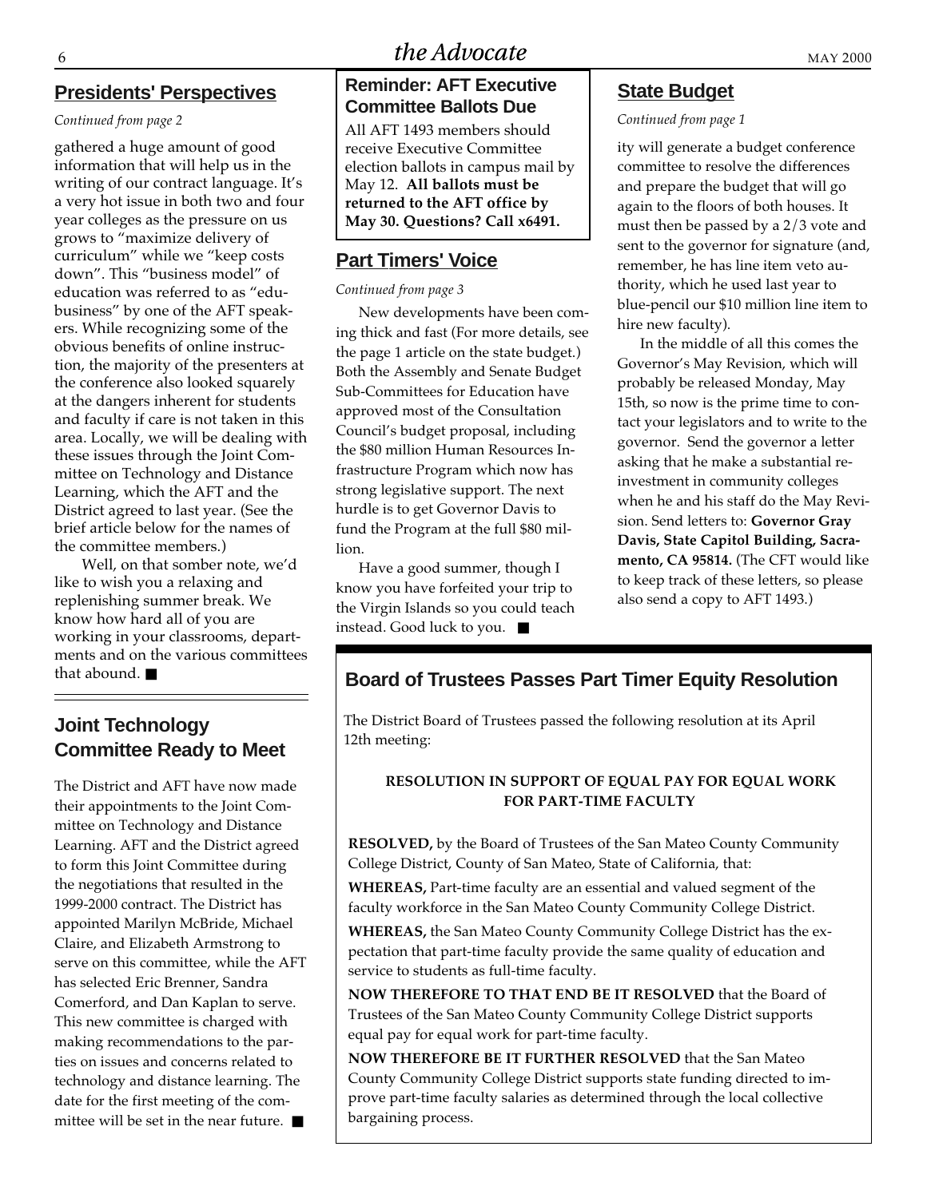## Presidents' Perspectives

*Continued from page 2*

gathered a huge amount of good information that will help us in the writing of our contract language. It's a very hot issue in both two and four year colleges as the pressure on us grows to "maximize delivery of curriculum" while we "keep costs down". This "business model" of education was referred to as "edu-business" by one of the AFT speakers. While recognizing some of the obvious benefits of online instruction, the majority of the presenters at the conference also looked squarely at the dangers inherent for students and faculty if care is not taken in this area. Locally, we will be dealing with these issues through the Joint Committee on Technology and Distance Learning, which the AFT and the District agreed to last year. (See the brief article below for the names of the committee members.)

Well, on that somber note, we'd like to wish you a relaxing and replenishing summer break. We know how hard all of you are working in your classrooms, departments and on the various committees that abound. ■

## Joint Technology Committee Ready to Meet

The District and AFT have now made their appointments to the Joint Committee on Technology and Distance Learning. AFT and the District agreed to form this Joint Committee during the negotiations that resulted in the 1999-2000 contract. The District has appointed Marilyn McBride, Michael Claire, and Elizabeth Armstrong to serve on this committee, while the AFT has selected Eric Brenner, Sandra Comerford, and Dan Kaplan to serve. This new committee is charged with making recommendations to the parties on issues and concerns related to technology and distance learning. The date for the first meeting of the committee will be set in the near future. ■

## Reminder: AFT Executive Committee Ballots Due

All AFT 1493 members should receive Executive Committee election ballots in campus mail by May 12. **All ballots must be returned to the AFT office by May 30. Questions? Call x6491.**

## Part Timers' Voice

*Continued from page 3*

New developments have been coming thick and fast (For more details, see the page 1 article on the state budget.) Both the Assembly and Senate Budget Sub-Committees for Education have approved most of the Consultation Council's budget proposal, including the $80 million Human Resources Infrastructure Program which now has strong legislative support. The next hurdle is to get Governor Davis to fund the Program at the full $80 million.

Have a good summer, though I know you have forfeited your trip to the Virgin Islands so you could teach instead. Good luck to you. ■

## State Budget

*Continued from page 1*

ity will generate a budget conference committee to resolve the differences and prepare the budget that will go again to the floors of both houses. It must then be passed by a 2/3 vote and sent to the governor for signature (and, remember, he has line item veto authority, which he used last year to blue-pencil our $10 million line item to hire new faculty).

In the middle of all this comes the Governor's May Revision, which will probably be released Monday, May 15th, so now is the prime time to contact your legislators and to write to the governor. Send the governor a letter asking that he make a substantial reinvestment in community colleges when he and his staff do the May Revision. Send letters to: **Governor Gray Davis, State Capitol Building, Sacramento, CA 95814.** (The CFT would like to keep track of these letters, so please also send a copy to AFT 1493.)

## Board of Trustees Passes Part Timer Equity Resolution

The District Board of Trustees passed the following resolution at its April 12th meeting:

**RESOLUTION IN SUPPORT OF EQUAL PAY FOR EQUAL WORK FOR PART-TIME FACULTY**

**RESOLVED,** by the Board of Trustees of the San Mateo County Community College District, County of San Mateo, State of California, that:

**WHEREAS,** Part-time faculty are an essential and valued segment of the faculty workforce in the San Mateo County Community College District.

**WHEREAS,** the San Mateo County Community College District has the expectation that part-time faculty provide the same quality of education and service to students as full-time faculty.

**NOW THEREFORE TO THAT END BE IT RESOLVED** that the Board of Trustees of the San Mateo County Community College District supports equal pay for equal work for part-time faculty.

**NOW THEREFORE BE IT FURTHER RESOLVED** that the San Mateo County Community College District supports state funding directed to improve part-time faculty salaries as determined through the local collective bargaining process.